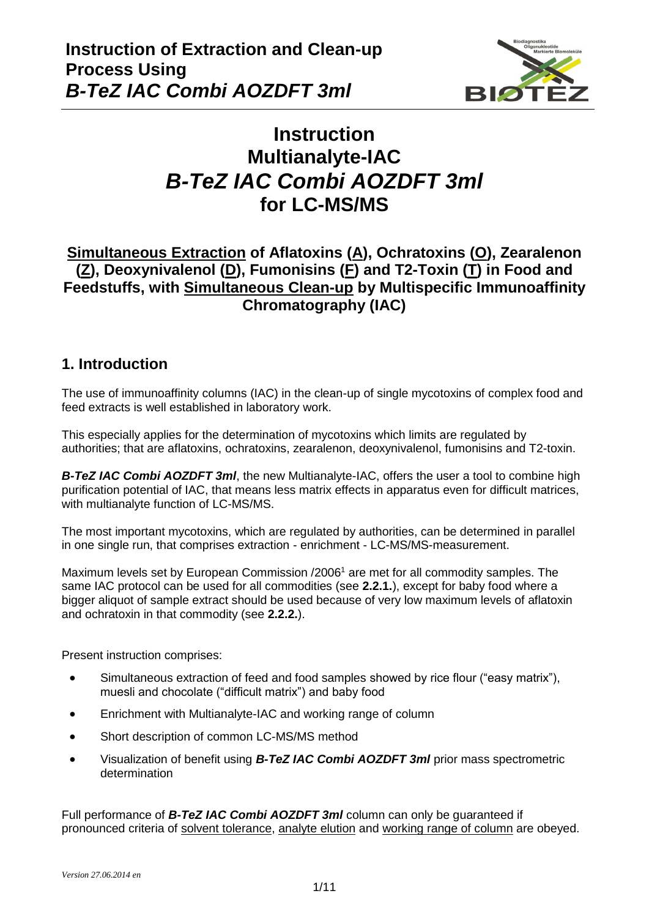# Instruction of Extraction and Clean-up Process Using *B-TeZ IAC Combi AOZDFT 3ml*

# Instruction Multianalyte-IAC *B-TeZ IAC Combi AOZDFT 3ml* for LC-MS/MS

## Simultaneous Extraction of Aflatoxins (A), Ochratoxins (O), Zearalenon (Z), Deoxynivalenol (D), Fumonisins (F) and T2-Toxin (T) in Food and Feedstuffs, with Simultaneous Clean-up by Multispecific Immunoaffinity Chromatography (IAC)

## 1. Introduction

The use of immunoaffinity columns (IAC) in the clean-up of single mycotoxins of complex food and feed extracts is well established in laboratory work.

This especially applies for the determination of mycotoxins which limits are regulated by authorities; that are aflatoxins, ochratoxins, zearalenon, deoxynivalenol, fumonisins and T2-toxin.

***B-TeZ IAC Combi AOZDFT 3ml***, the new Multianalyte-IAC, offers the user a tool to combine high purification potential of IAC, that means less matrix effects in apparatus even for difficult matrices, with multianalyte function of LC-MS/MS.

The most important mycotoxins, which are regulated by authorities, can be determined in parallel in one single run, that comprises extraction - enrichment - LC-MS/MS-measurement.

Maximum levels set by European Commission /2006[1] are met for all commodity samples. The same IAC protocol can be used for all commodities (see **2.2.1.**), except for baby food where a bigger aliquot of sample extract should be used because of very low maximum levels of aflatoxin and ochratoxin in that commodity (see **2.2.2.**).

Present instruction comprises:

- Simultaneous extraction of feed and food samples showed by rice flour ("easy matrix"), muesli and chocolate ("difficult matrix") and baby food
- Enrichment with Multianalyte-IAC and working range of column
- Short description of common LC-MS/MS method
- Visualization of benefit using ***B-TeZ IAC Combi AOZDFT 3ml*** prior mass spectrometric determination

Full performance of ***B-TeZ IAC Combi AOZDFT 3ml*** column can only be guaranteed if pronounced criteria of solvent tolerance, analyte elution and working range of column are obeyed.

*Version 27.06.2014 en*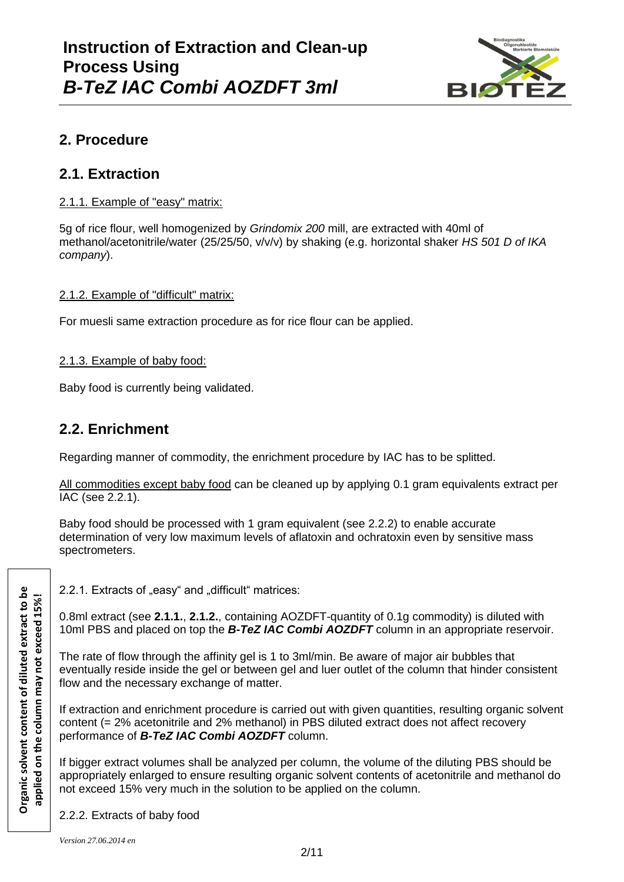## 2. Procedure

### 2.1. Extraction

2.1.1. Example of "easy" matrix:

5g of rice flour, well homogenized by *Grindomix 200* mill, are extracted with 40ml of methanol/acetonitrile/water (25/25/50, v/v/v) by shaking (e.g. horizontal shaker *HS 501 D of IKA company*).

2.1.2. Example of "difficult" matrix:

For muesli same extraction procedure as for rice flour can be applied.

2.1.3. Example of baby food:

Baby food is currently being validated.

### 2.2. Enrichment

Regarding manner of commodity, the enrichment procedure by IAC has to be splitted.

All commodities except baby food can be cleaned up by applying 0.1 gram equivalents extract per IAC (see 2.2.1).

Baby food should be processed with 1 gram equivalent (see 2.2.2) to enable accurate determination of very low maximum levels of aflatoxin and ochratoxin even by sensitive mass spectrometers.

**Organic solvent content of diluted extract to be applied on the column may not exceed 15%!**

2.2.1. Extracts of „easy“ and „difficult“ matrices:

0.8ml extract (see **2.1.1.**, **2.1.2.**, containing AOZDFT-quantity of 0.1g commodity) is diluted with 10ml PBS and placed on top the ***B-TeZ IAC Combi AOZDFT*** column in an appropriate reservoir.

The rate of flow through the affinity gel is 1 to 3ml/min. Be aware of major air bubbles that eventually reside inside the gel or between gel and luer outlet of the column that hinder consistent flow and the necessary exchange of matter.

If extraction and enrichment procedure is carried out with given quantities, resulting organic solvent content (= 2% acetonitrile and 2% methanol) in PBS diluted extract does not affect recovery performance of ***B-TeZ IAC Combi AOZDFT*** column.

If bigger extract volumes shall be analyzed per column, the volume of the diluting PBS should be appropriately enlarged to ensure resulting organic solvent contents of acetonitrile and methanol do not exceed 15% very much in the solution to be applied on the column.

2.2.2. Extracts of baby food

*Version 27.06.2014 en*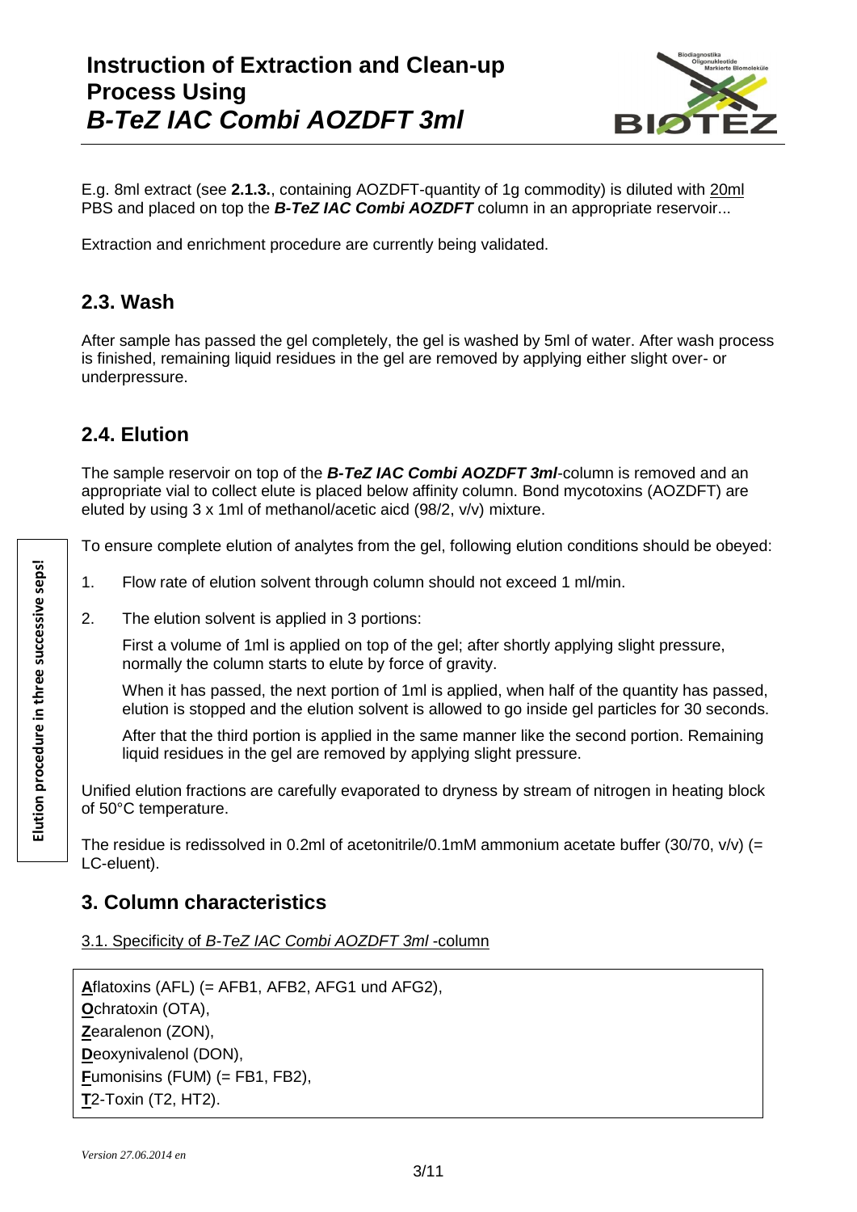# Instruction of Extraction and Clean-up Process Using *B-TeZ IAC Combi AOZDFT 3ml*

E.g. 8ml extract (see **2.1.3.**, containing AOZDFT-quantity of 1g commodity) is diluted with 20ml PBS and placed on top the ***B-TeZ IAC Combi AOZDFT*** column in an appropriate reservoir...

Extraction and enrichment procedure are currently being validated.

## 2.3. Wash

After sample has passed the gel completely, the gel is washed by 5ml of water. After wash process is finished, remaining liquid residues in the gel are removed by applying either slight over- or underpressure.

## 2.4. Elution

The sample reservoir on top of the ***B-TeZ IAC Combi AOZDFT 3ml***-column is removed and an appropriate vial to collect elute is placed below affinity column. Bond mycotoxins (AOZDFT) are eluted by using 3 x 1ml of methanol/acetic aicd (98/2, v/v) mixture.

**Elution procedure in three successive seps!**

To ensure complete elution of analytes from the gel, following elution conditions should be obeyed:

1. Flow rate of elution solvent through column should not exceed 1 ml/min.
2. The elution solvent is applied in 3 portions:

   First a volume of 1ml is applied on top of the gel; after shortly applying slight pressure, normally the column starts to elute by force of gravity.

   When it has passed, the next portion of 1ml is applied, when half of the quantity has passed, elution is stopped and the elution solvent is allowed to go inside gel particles for 30 seconds.

   After that the third portion is applied in the same manner like the second portion. Remaining liquid residues in the gel are removed by applying slight pressure.

Unified elution fractions are carefully evaporated to dryness by stream of nitrogen in heating block of 50°C temperature.

The residue is redissolved in 0.2ml of acetonitrile/0.1mM ammonium acetate buffer (30/70, v/v) (= LC-eluent).

## 3. Column characteristics

3.1. Specificity of *B-TeZ IAC Combi AOZDFT 3ml* -column

**A**flatoxins (AFL) (= AFB1, AFB2, AFG1 und AFG2),
**O**chratoxin (OTA),
**Z**earalenon (ZON),
**D**eoxynivalenol (DON),
**F**umonisins (FUM) (= FB1, FB2),
**T**2-Toxin (T2, HT2).

*Version 27.06.2014 en*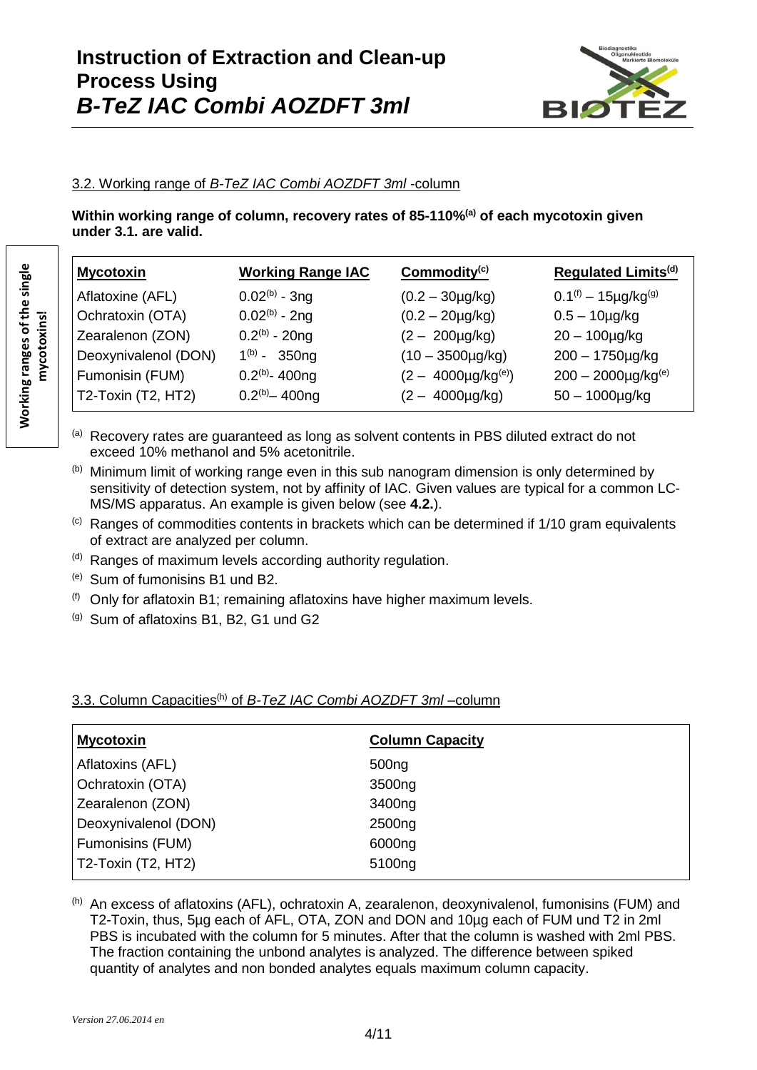### 3.2. Working range of *B-TeZ IAC Combi AOZDFT 3ml* -column

**Within working range of column, recovery rates of 85-110%[a] of each mycotoxin given under 3.1. are valid.**

**Working ranges of the single mycotoxins!**

| Mycotoxin | Working Range IAC | Commodity[c] | Regulated Limits[d] |
|---|---|---|---|
| Aflatoxine (AFL) | 0.02[b] - 3ng | (0.2 – 30µg/kg) | 0.1[f] – 15µg/kg[g] |
| Ochratoxin (OTA) | 0.02[b] - 2ng | (0.2 – 20µg/kg) | 0.5 – 10µg/kg |
| Zearalenon (ZON) | 0.2[b] - 20ng | (2 – 200µg/kg) | 20 – 100µg/kg |
| Deoxynivalenol (DON) | 1[b] - 350ng | (10 – 3500µg/kg) | 200 – 1750µg/kg |
| Fumonisin (FUM) | 0.2[b]- 400ng | (2 – 4000µg/kg[e]) | 200 – 2000µg/kg[e] |
| T2-Toxin (T2, HT2) | 0.2[b]– 400ng | (2 – 4000µg/kg) | 50 – 1000µg/kg |

[a] Recovery rates are guaranteed as long as solvent contents in PBS diluted extract do not exceed 10% methanol and 5% acetonitrile.

[b] Minimum limit of working range even in this sub nanogram dimension is only determined by sensitivity of detection system, not by affinity of IAC. Given values are typical for a common LC-MS/MS apparatus. An example is given below (see **4.2.**).

[c] Ranges of commodities contents in brackets which can be determined if 1/10 gram equivalents of extract are analyzed per column.

[d] Ranges of maximum levels according authority regulation.

[e] Sum of fumonisins B1 und B2.

[f] Only for aflatoxin B1; remaining aflatoxins have higher maximum levels.

[g] Sum of aflatoxins B1, B2, G1 und G2

### 3.3. Column Capacities[h] of *B-TeZ IAC Combi AOZDFT 3ml* –column

| Mycotoxin | Column Capacity |
|---|---|
| Aflatoxins (AFL) | 500ng |
| Ochratoxin (OTA) | 3500ng |
| Zearalenon (ZON) | 3400ng |
| Deoxynivalenol (DON) | 2500ng |
| Fumonisins (FUM) | 6000ng |
| T2-Toxin (T2, HT2) | 5100ng |

[h] An excess of aflatoxins (AFL), ochratoxin A, zearalenon, deoxynivalenol, fumonisins (FUM) and T2-Toxin, thus, 5µg each of AFL, OTA, ZON and DON and 10µg each of FUM und T2 in 2ml PBS is incubated with the column for 5 minutes. After that the column is washed with 2ml PBS. The fraction containing the unbond analytes is analyzed. The difference between spiked quantity of analytes and non bonded analytes equals maximum column capacity.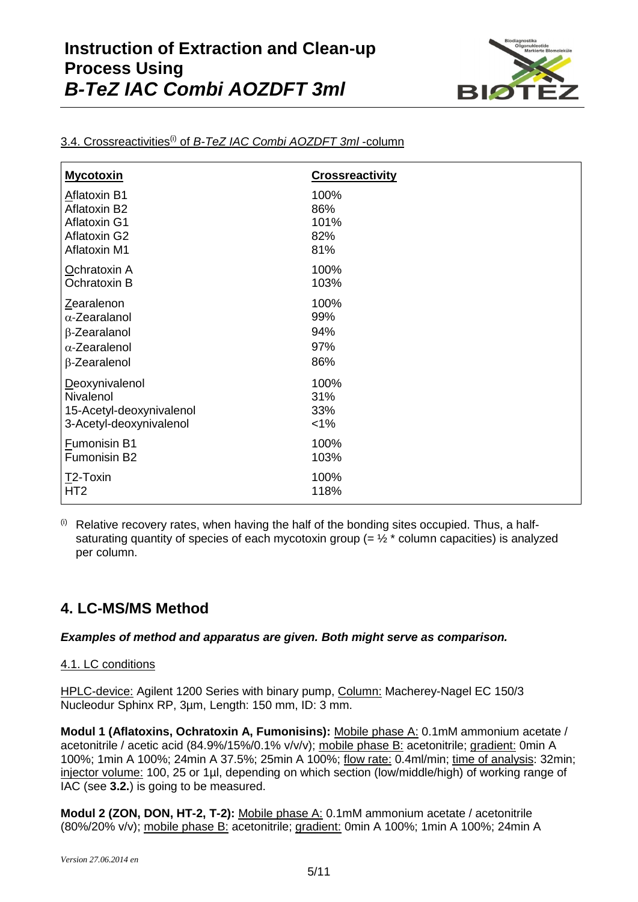3.4. Crossreactivities[(i)] of *B-TeZ IAC Combi AOZDFT 3ml* -column

| **Mycotoxin** | **Crossreactivity** |
|---|---|
| Aflatoxin B1 | 100% |
| Aflatoxin B2 | 86% |
| Aflatoxin G1 | 101% |
| Aflatoxin G2 | 82% |
| Aflatoxin M1 | 81% |
| Ochratoxin A | 100% |
| Ochratoxin B | 103% |
| Zearalenon | 100% |
| α-Zearalanol | 99% |
| β-Zearalanol | 94% |
| α-Zearalenol | 97% |
| β-Zearalenol | 86% |
| Deoxynivalenol | 100% |
| Nivalenol | 31% |
| 15-Acetyl-deoxynivalenol | 33% |
| 3-Acetyl-deoxynivalenol | <1% |
| Fumonisin B1 | 100% |
| Fumonisin B2 | 103% |
| T2-Toxin | 100% |
| HT2 | 118% |

[(i)] Relative recovery rates, when having the half of the bonding sites occupied. Thus, a half-saturating quantity of species of each mycotoxin group (= ½ * column capacities) is analyzed per column.

## 4. LC-MS/MS Method

***Examples of method and apparatus are given. Both might serve as comparison.***

4.1. LC conditions

HPLC-device: Agilent 1200 Series with binary pump, Column: Macherey-Nagel EC 150/3 Nucleodur Sphinx RP, 3µm, Length: 150 mm, ID: 3 mm.

**Modul 1 (Aflatoxins, Ochratoxin A, Fumonisins):** Mobile phase A: 0.1mM ammonium acetate / acetonitrile / acetic acid (84.9%/15%/0.1% v/v/v); mobile phase B: acetonitrile; gradient: 0min A 100%; 1min A 100%; 24min A 37.5%; 25min A 100%; flow rate: 0.4ml/min; time of analysis: 32min; injector volume: 100, 25 or 1µl, depending on which section (low/middle/high) of working range of IAC (see **3.2.**) is going to be measured.

**Modul 2 (ZON, DON, HT-2, T-2):** Mobile phase A: 0.1mM ammonium acetate / acetonitrile (80%/20% v/v); mobile phase B: acetonitrile; gradient: 0min A 100%; 1min A 100%; 24min A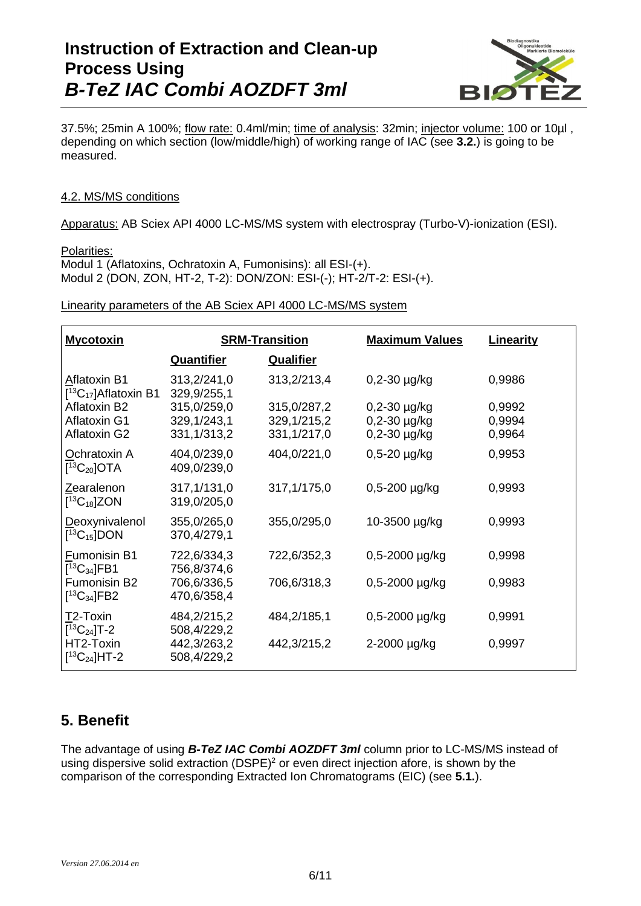37.5%; 25min A 100%; flow rate: 0.4ml/min; time of analysis: 32min; injector volume: 100 or 10µl , depending on which section (low/middle/high) of working range of IAC (see **3.2.**) is going to be measured.

### 4.2. MS/MS conditions

Apparatus: AB Sciex API 4000 LC-MS/MS system with electrospray (Turbo-V)-ionization (ESI).

Polarities:
Modul 1 (Aflatoxins, Ochratoxin A, Fumonisins): all ESI-(+).
Modul 2 (DON, ZON, HT-2, T-2): DON/ZON: ESI-(-); HT-2/T-2: ESI-(+).

Linearity parameters of the AB Sciex API 4000 LC-MS/MS system

| **Mycotoxin** | **SRM-Transition** | | **Maximum Values** | **Linearity** |
|---|---|---|---|---|
| | **Quantifier** | **Qualifier** | | |
| Aflatoxin B1 | 313,2/241,0 | 313,2/213,4 | 0,2-30 µg/kg | 0,9986 |
| $[^{13}C_{17}]$Aflatoxin B1 | 329,9/255,1 | | | |
| Aflatoxin B2 | 315,0/259,0 | 315,0/287,2 | 0,2-30 µg/kg | 0,9992 |
| Aflatoxin G1 | 329,1/243,1 | 329,1/215,2 | 0,2-30 µg/kg | 0,9994 |
| Aflatoxin G2 | 331,1/313,2 | 331,1/217,0 | 0,2-30 µg/kg | 0,9964 |
| Ochratoxin A | 404,0/239,0 | 404,0/221,0 | 0,5-20 µg/kg | 0,9953 |
| $[^{13}C_{20}]$OTA | 409,0/239,0 | | | |
| Zearalenon | 317,1/131,0 | 317,1/175,0 | 0,5-200 µg/kg | 0,9993 |
| $[^{13}C_{18}]$ZON | 319,0/205,0 | | | |
| Deoxynivalenol | 355,0/265,0 | 355,0/295,0 | 10-3500 µg/kg | 0,9993 |
| $[^{13}C_{15}]$DON | 370,4/279,1 | | | |
| Fumonisin B1 | 722,6/334,3 | 722,6/352,3 | 0,5-2000 µg/kg | 0,9998 |
| $[^{13}C_{34}]$FB1 | 756,8/374,6 | | | |
| Fumonisin B2 | 706,6/336,5 | 706,6/318,3 | 0,5-2000 µg/kg | 0,9983 |
| $[^{13}C_{34}]$FB2 | 470,6/358,4 | | | |
| T2-Toxin | 484,2/215,2 | 484,2/185,1 | 0,5-2000 µg/kg | 0,9991 |
| $[^{13}C_{24}]$T-2 | 508,4/229,2 | | | |
| HT2-Toxin | 442,3/263,2 | 442,3/215,2 | 2-2000 µg/kg | 0,9997 |
| $[^{13}C_{24}]$HT-2 | 508,4/229,2 | | | |

## 5. Benefit

The advantage of using ***B-TeZ IAC Combi AOZDFT 3ml*** column prior to LC-MS/MS instead of using dispersive solid extraction (DSPE)[2] or even direct injection afore, is shown by the comparison of the corresponding Extracted Ion Chromatograms (EIC) (see **5.1.**).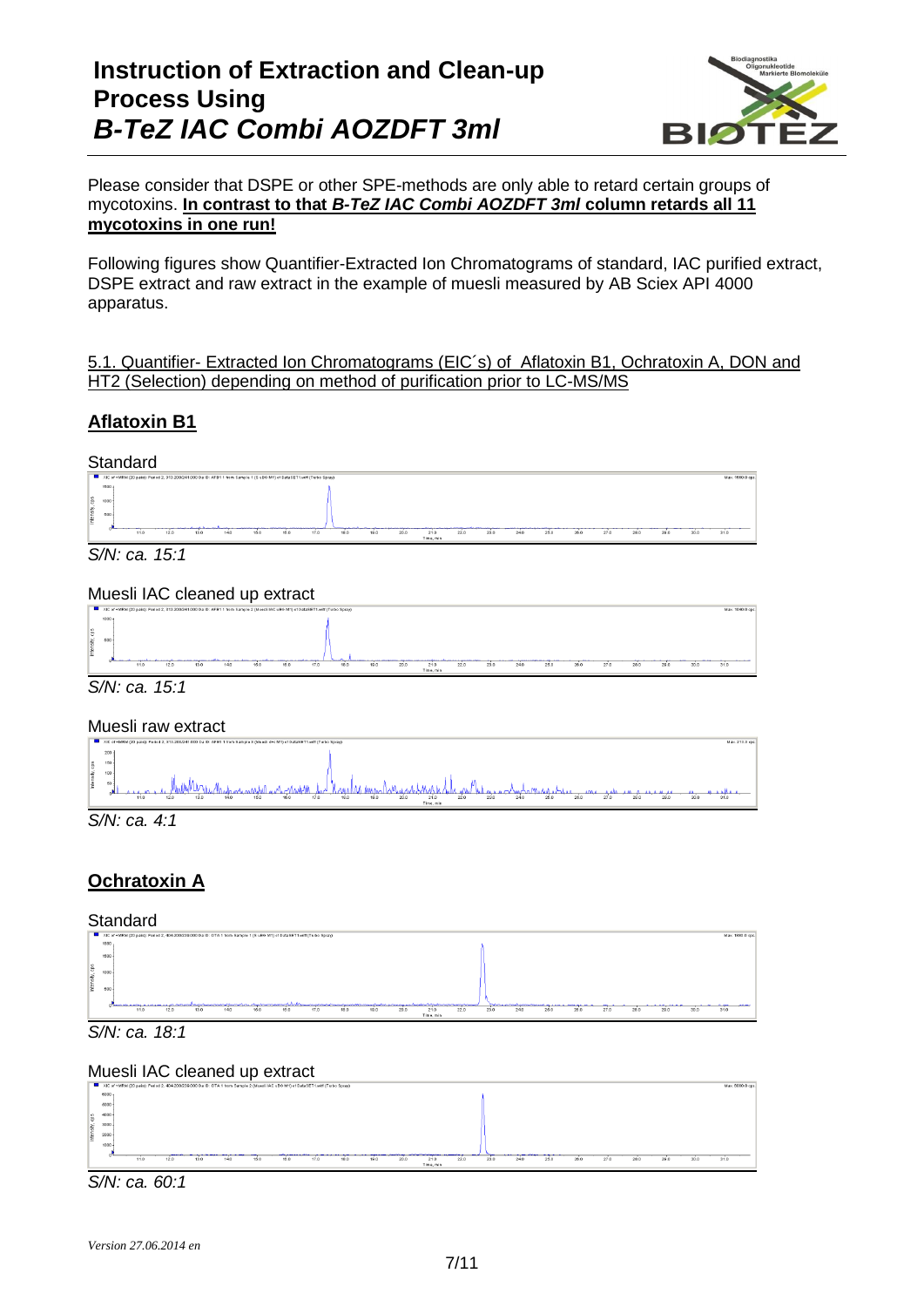Please consider that DSPE or other SPE-methods are only able to retard certain groups of mycotoxins. **In contrast to that *B-TeZ IAC Combi AOZDFT 3ml* column retards all 11 mycotoxins in one run!**

Following figures show Quantifier-Extracted Ion Chromatograms of standard, IAC purified extract, DSPE extract and raw extract in the example of muesli measured by AB Sciex API 4000 apparatus.

5.1. Quantifier- Extracted Ion Chromatograms (EIC´s) of Aflatoxin B1, Ochratoxin A, DON and HT2 (Selection) depending on method of purification prior to LC-MS/MS

## Aflatoxin B1

Standard

*S/N: ca. 15:1*

Muesli IAC cleaned up extract

*S/N: ca. 15:1*

Muesli raw extract

*S/N: ca. 4:1*

## Ochratoxin A

Standard

*S/N: ca. 18:1*

Muesli IAC cleaned up extract

*S/N: ca. 60:1*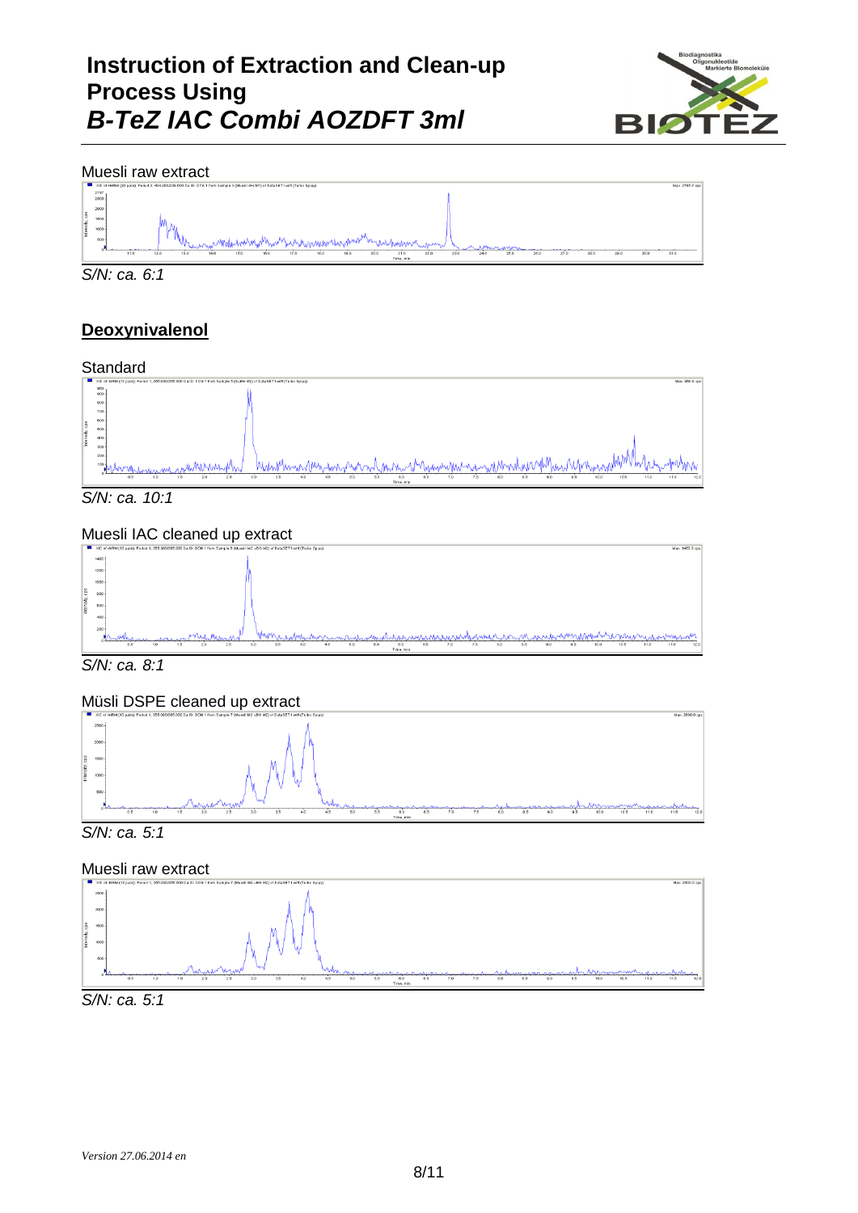Muesli raw extract

*S/N: ca. 6:1*

## Deoxynivalenol

Standard

*S/N: ca. 10:1*

Muesli IAC cleaned up extract

*S/N: ca. 8:1*

Müsli DSPE cleaned up extract

*S/N: ca. 5:1*

Muesli raw extract

*S/N: ca. 5:1*

*Version 27.06.2014 en*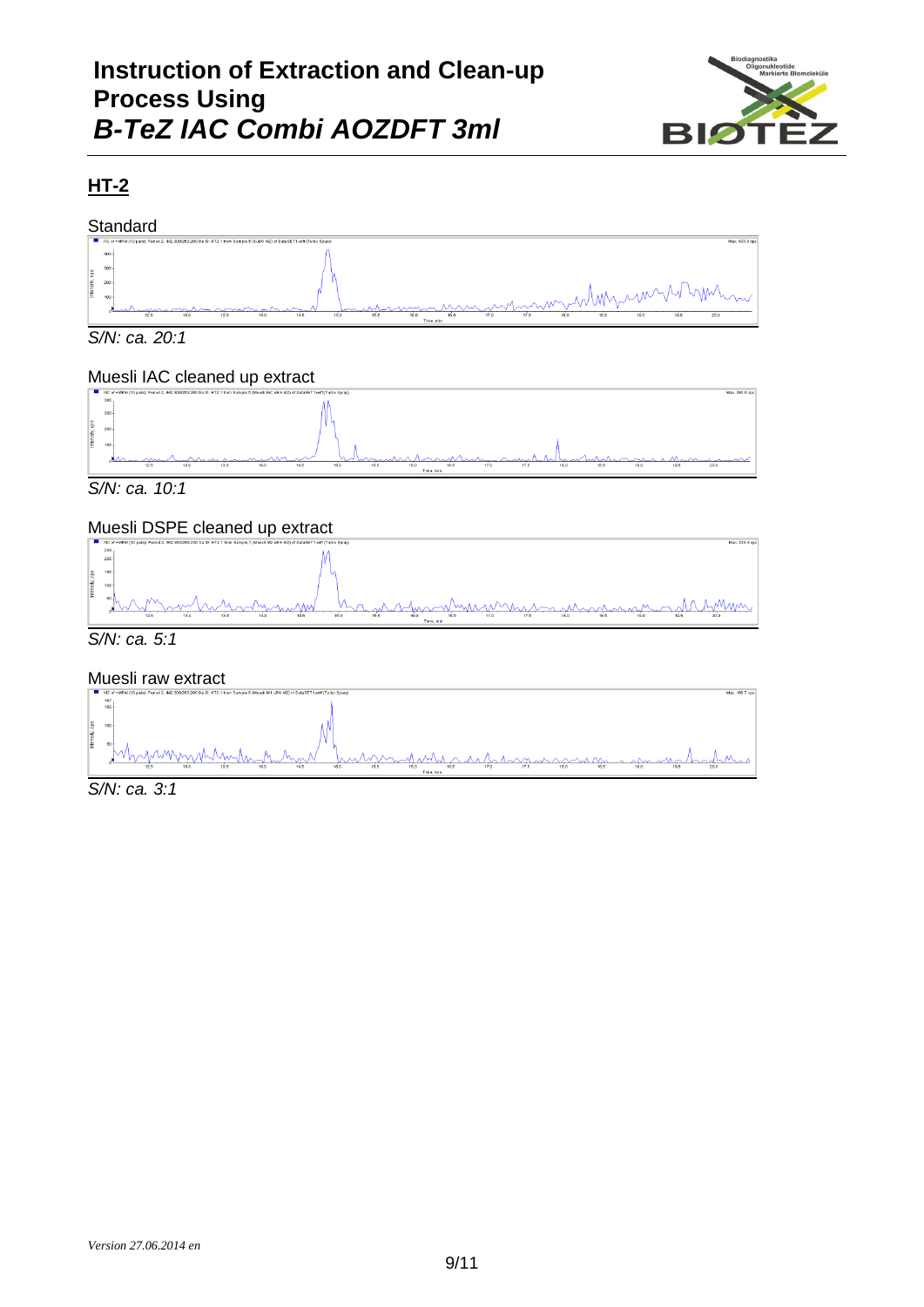## HT-2

Standard

*S/N: ca. 20:1*

Muesli IAC cleaned up extract

*S/N: ca. 10:1*

Muesli DSPE cleaned up extract

*S/N: ca. 5:1*

Muesli raw extract

*S/N: ca. 3:1*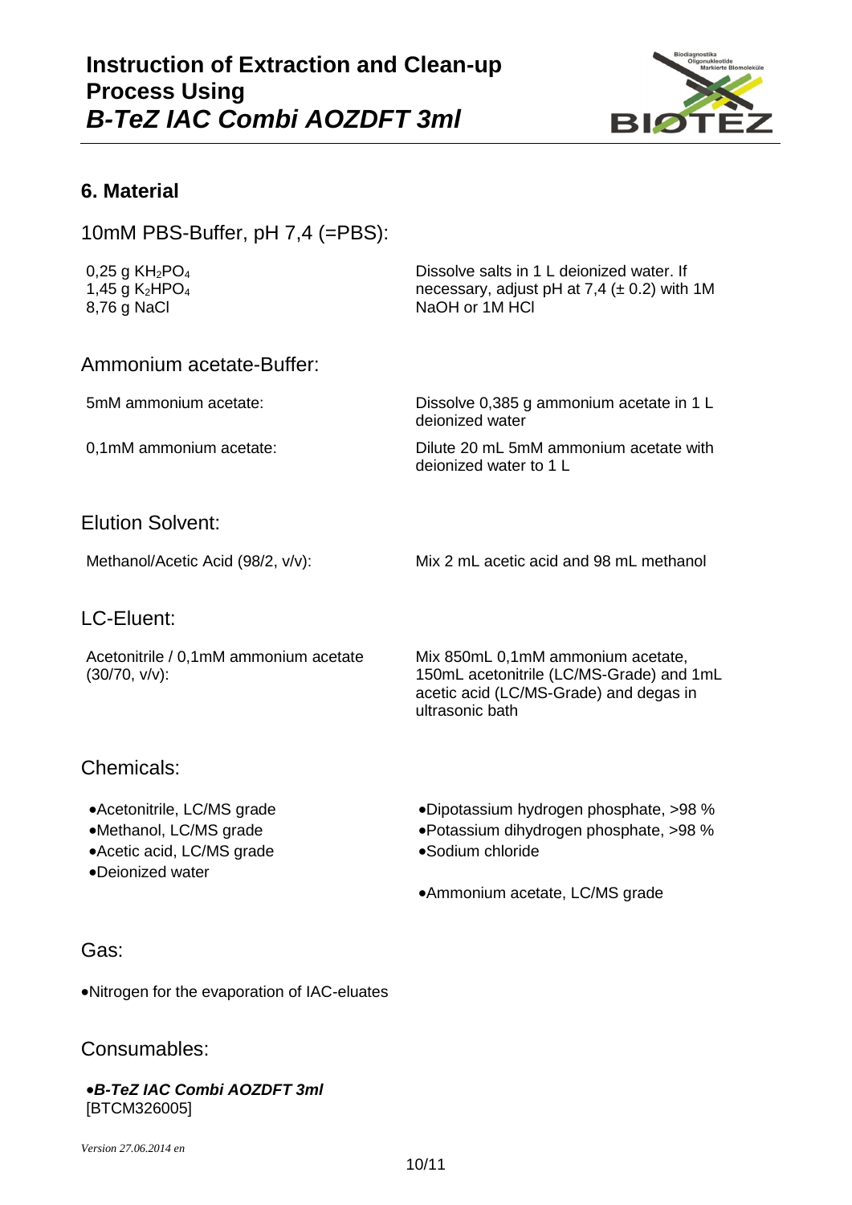# Instruction of Extraction and Clean-up Process Using *B-TeZ IAC Combi AOZDFT 3ml*

## 6. Material

### 10mM PBS-Buffer, pH 7,4 (=PBS):

| | |
|---|---|
| 0,25 g $KH_2PO_4$<br>1,45 g $K_2HPO_4$<br>8,76 g NaCl | Dissolve salts in 1 L deionized water. If necessary, adjust pH at 7,4 (± 0.2) with 1M NaOH or 1M HCl |

### Ammonium acetate-Buffer:

| | |
|---|---|
| 5mM ammonium acetate: | Dissolve 0,385 g ammonium acetate in 1 L deionized water |
| 0,1mM ammonium acetate: | Dilute 20 mL 5mM ammonium acetate with deionized water to 1 L |

### Elution Solvent:

| | |
|---|---|
| Methanol/Acetic Acid (98/2, v/v): | Mix 2 mL acetic acid and 98 mL methanol |

### LC-Eluent:

| | |
|---|---|
| Acetonitrile / 0,1mM ammonium acetate (30/70, v/v): | Mix 850mL 0,1mM ammonium acetate, 150mL acetonitrile (LC/MS-Grade) and 1mL acetic acid (LC/MS-Grade) and degas in ultrasonic bath |

### Chemicals:

- Acetonitrile, LC/MS grade
- Methanol, LC/MS grade
- Acetic acid, LC/MS grade
- Deionized water
- Dipotassium hydrogen phosphate, >98 %
- Potassium dihydrogen phosphate, >98 %
- Sodium chloride
- Ammonium acetate, LC/MS grade

### Gas:

- Nitrogen for the evaporation of IAC-eluates

### Consumables:

- ***B-TeZ IAC Combi AOZDFT 3ml***
  [BTCM326005]

*Version 27.06.2014 en*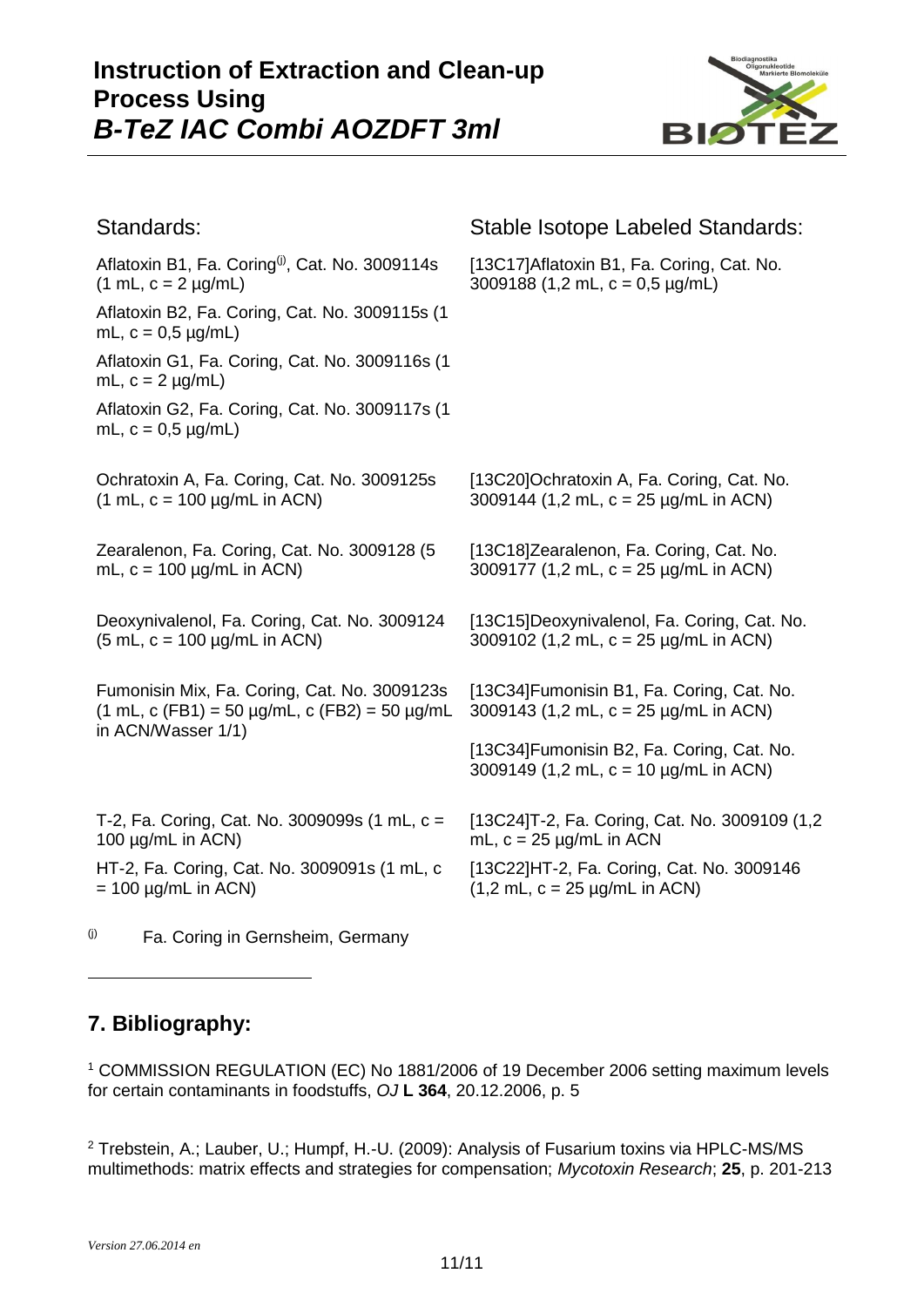| Standards: | Stable Isotope Labeled Standards: |
|---|---|
| Aflatoxin B1, Fa. Coring[j], Cat. No. 3009114s (1 mL, c = 2 µg/mL) | [13C17]Aflatoxin B1, Fa. Coring, Cat. No. 3009188 (1,2 mL, c = 0,5 µg/mL) |
| Aflatoxin B2, Fa. Coring, Cat. No. 3009115s (1 mL, c = 0,5 µg/mL) | |
| Aflatoxin G1, Fa. Coring, Cat. No. 3009116s (1 mL, c = 2 µg/mL) | |
| Aflatoxin G2, Fa. Coring, Cat. No. 3009117s (1 mL, c = 0,5 µg/mL) | |
| Ochratoxin A, Fa. Coring, Cat. No. 3009125s (1 mL, c = 100 µg/mL in ACN) | [13C20]Ochratoxin A, Fa. Coring, Cat. No. 3009144 (1,2 mL, c = 25 µg/mL in ACN) |
| Zearalenon, Fa. Coring, Cat. No. 3009128 (5 mL, c = 100 µg/mL in ACN) | [13C18]Zearalenon, Fa. Coring, Cat. No. 3009177 (1,2 mL, c = 25 µg/mL in ACN) |
| Deoxynivalenol, Fa. Coring, Cat. No. 3009124 (5 mL, c = 100 µg/mL in ACN) | [13C15]Deoxynivalenol, Fa. Coring, Cat. No. 3009102 (1,2 mL, c = 25 µg/mL in ACN) |
| Fumonisin Mix, Fa. Coring, Cat. No. 3009123s (1 mL, c (FB1) = 50 µg/mL, c (FB2) = 50 µg/mL in ACN/Wasser 1/1) | [13C34]Fumonisin B1, Fa. Coring, Cat. No. 3009143 (1,2 mL, c = 25 µg/mL in ACN) |
| | [13C34]Fumonisin B2, Fa. Coring, Cat. No. 3009149 (1,2 mL, c = 10 µg/mL in ACN) |
| T-2, Fa. Coring, Cat. No. 3009099s (1 mL, c = 100 µg/mL in ACN) | [13C24]T-2, Fa. Coring, Cat. No. 3009109 (1,2 mL, c = 25 µg/mL in ACN |
| HT-2, Fa. Coring, Cat. No. 3009091s (1 mL, c = 100 µg/mL in ACN) | [13C22]HT-2, Fa. Coring, Cat. No. 3009146 (1,2 mL, c = 25 µg/mL in ACN) |

[j] Fa. Coring in Gernsheim, Germany

## 7. Bibliography:

[1] COMMISSION REGULATION (EC) No 1881/2006 of 19 December 2006 setting maximum levels for certain contaminants in foodstuffs, *OJ* **L 364**, 20.12.2006, p. 5

[2] Trebstein, A.; Lauber, U.; Humpf, H.-U. (2009): Analysis of Fusarium toxins via HPLC-MS/MS multimethods: matrix effects and strategies for compensation; *Mycotoxin Research*; **25**, p. 201-213

*Version 27.06.2014 en*